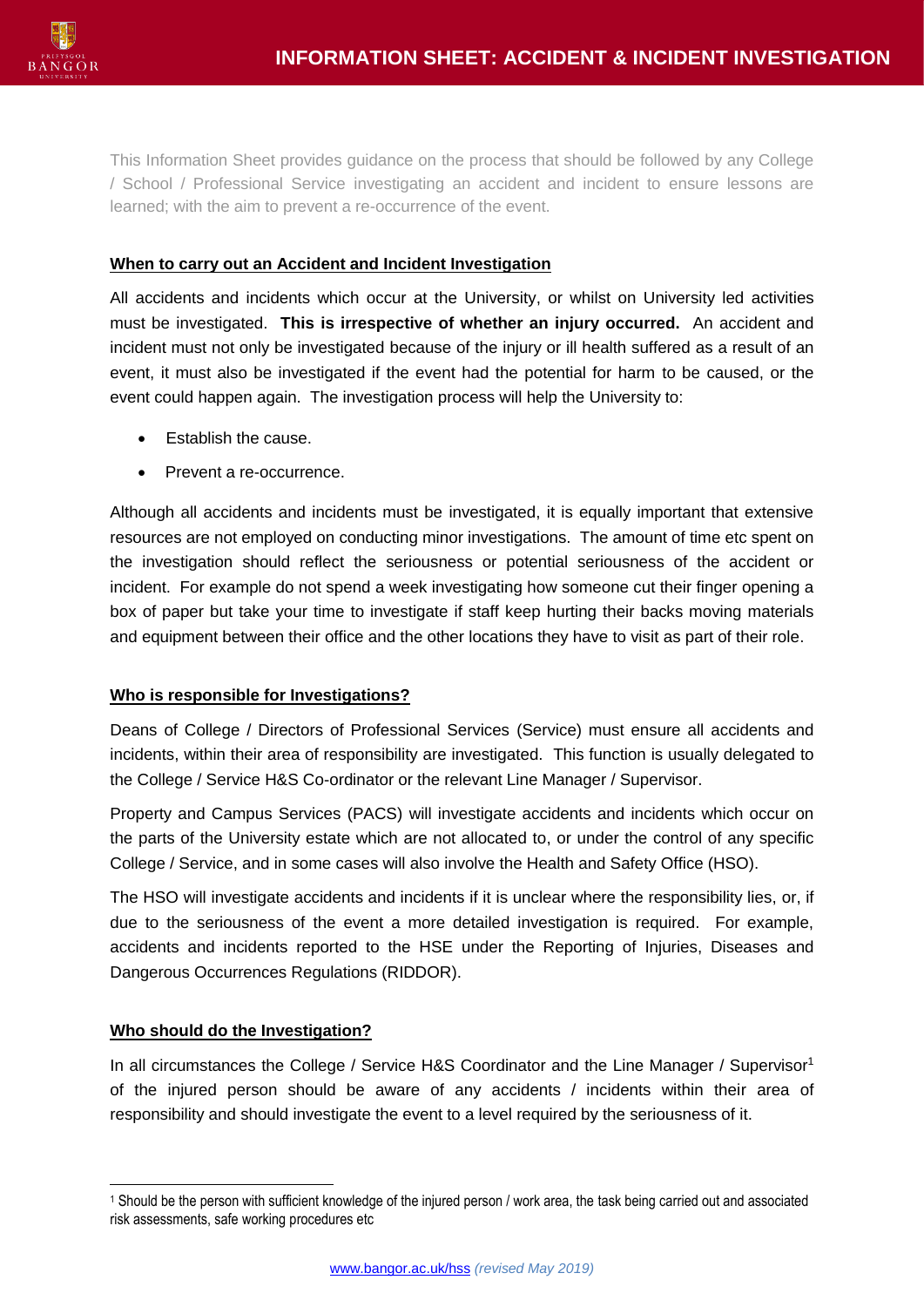# INFORMATION SHEET: ACCIDENT & INCIDENT INVESTIGATION

This Information Sheet provides guidance on the process that should be followed by any College / School / Professional Service investigating an accident and incident to ensure lessons are learned; with the aim to prevent a re-occurrence of the event.

## When to carry out an Accident and Incident Investigation

All accidents and incidents which occur at the University, or whilst on University led activities must be investigated. **This is irrespective of whether an injury occurred.** An accident and incident must not only be investigated because of the injury or ill health suffered as a result of an event, it must also be investigated if the event had the potential for harm to be caused, or the event could happen again. The investigation process will help the University to:

- Establish the cause.
- Prevent a re-occurrence.

Although all accidents and incidents must be investigated, it is equally important that extensive resources are not employed on conducting minor investigations. The amount of time etc spent on the investigation should reflect the seriousness or potential seriousness of the accident or incident. For example do not spend a week investigating how someone cut their finger opening a box of paper but take your time to investigate if staff keep hurting their backs moving materials and equipment between their office and the other locations they have to visit as part of their role.

## Who is responsible for Investigations?

Deans of College / Directors of Professional Services (Service) must ensure all accidents and incidents, within their area of responsibility are investigated. This function is usually delegated to the College / Service H&S Co-ordinator or the relevant Line Manager / Supervisor.

Property and Campus Services (PACS) will investigate accidents and incidents which occur on the parts of the University estate which are not allocated to, or under the control of any specific College / Service, and in some cases will also involve the Health and Safety Office (HSO).

The HSO will investigate accidents and incidents if it is unclear where the responsibility lies, or, if due to the seriousness of the event a more detailed investigation is required. For example, accidents and incidents reported to the HSE under the Reporting of Injuries, Diseases and Dangerous Occurrences Regulations (RIDDOR).

## Who should do the Investigation?

In all circumstances the College / Service H&S Coordinator and the Line Manager / Supervisor[1] of the injured person should be aware of any accidents / incidents within their area of responsibility and should investigate the event to a level required by the seriousness of it.

[1] Should be the person with sufficient knowledge of the injured person / work area, the task being carried out and associated risk assessments, safe working procedures etc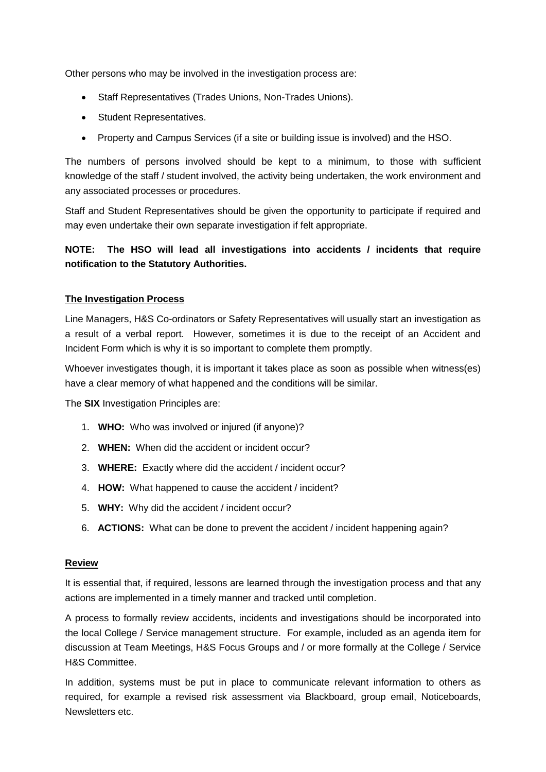Other persons who may be involved in the investigation process are:

- Staff Representatives (Trades Unions, Non-Trades Unions).
- Student Representatives.
- Property and Campus Services (if a site or building issue is involved) and the HSO.

The numbers of persons involved should be kept to a minimum, to those with sufficient knowledge of the staff / student involved, the activity being undertaken, the work environment and any associated processes or procedures.

Staff and Student Representatives should be given the opportunity to participate if required and may even undertake their own separate investigation if felt appropriate.

**NOTE: The HSO will lead all investigations into accidents / incidents that require notification to the Statutory Authorities.**

## The Investigation Process

Line Managers, H&S Co-ordinators or Safety Representatives will usually start an investigation as a result of a verbal report. However, sometimes it is due to the receipt of an Accident and Incident Form which is why it is so important to complete them promptly.

Whoever investigates though, it is important it takes place as soon as possible when witness(es) have a clear memory of what happened and the conditions will be similar.

The **SIX** Investigation Principles are:

1. **WHO:** Who was involved or injured (if anyone)?
2. **WHEN:** When did the accident or incident occur?
3. **WHERE:** Exactly where did the accident / incident occur?
4. **HOW:** What happened to cause the accident / incident?
5. **WHY:** Why did the accident / incident occur?
6. **ACTIONS:** What can be done to prevent the accident / incident happening again?

## Review

It is essential that, if required, lessons are learned through the investigation process and that any actions are implemented in a timely manner and tracked until completion.

A process to formally review accidents, incidents and investigations should be incorporated into the local College / Service management structure. For example, included as an agenda item for discussion at Team Meetings, H&S Focus Groups and / or more formally at the College / Service H&S Committee.

In addition, systems must be put in place to communicate relevant information to others as required, for example a revised risk assessment via Blackboard, group email, Noticeboards, Newsletters etc.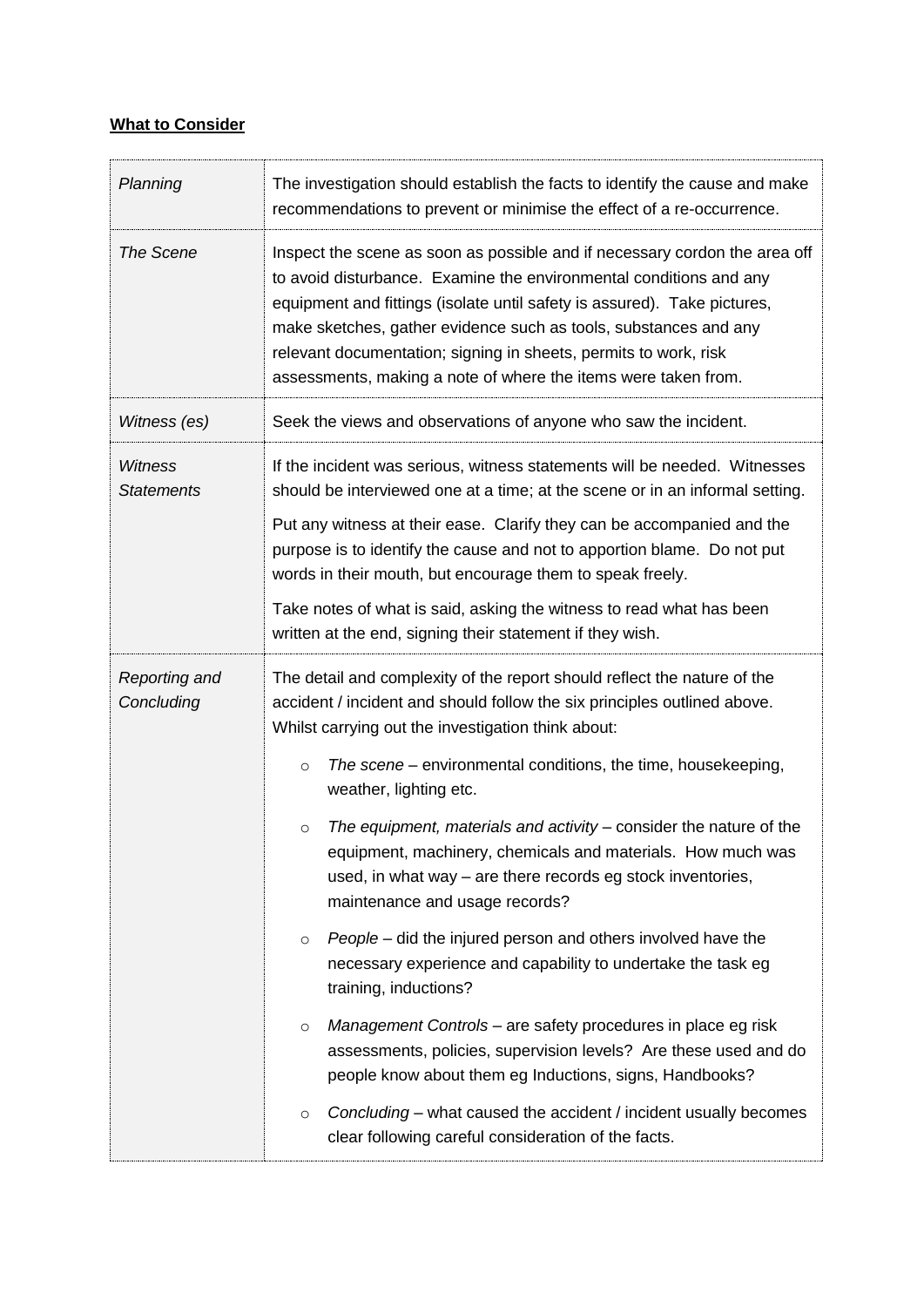**What to Consider**

| | |
|---|---|
| *Planning* | The investigation should establish the facts to identify the cause and make recommendations to prevent or minimise the effect of a re-occurrence. |
| *The Scene* | Inspect the scene as soon as possible and if necessary cordon the area off to avoid disturbance. Examine the environmental conditions and any equipment and fittings (isolate until safety is assured). Take pictures, make sketches, gather evidence such as tools, substances and any relevant documentation; signing in sheets, permits to work, risk assessments, making a note of where the items were taken from. |
| *Witness (es)* | Seek the views and observations of anyone who saw the incident. |
| *Witness Statements* | If the incident was serious, witness statements will be needed. Witnesses should be interviewed one at a time; at the scene or in an informal setting.<br><br>Put any witness at their ease. Clarify they can be accompanied and the purpose is to identify the cause and not to apportion blame. Do not put words in their mouth, but encourage them to speak freely.<br><br>Take notes of what is said, asking the witness to read what has been written at the end, signing their statement if they wish. |
| *Reporting and Concluding* | The detail and complexity of the report should reflect the nature of the accident / incident and should follow the six principles outlined above. Whilst carrying out the investigation think about:<br><br>○ *The scene* – environmental conditions, the time, housekeeping, weather, lighting etc.<br><br>○ *The equipment, materials and activity* – consider the nature of the equipment, machinery, chemicals and materials. How much was used, in what way – are there records eg stock inventories, maintenance and usage records?<br><br>○ *People* – did the injured person and others involved have the necessary experience and capability to undertake the task eg training, inductions?<br><br>○ *Management Controls* – are safety procedures in place eg risk assessments, policies, supervision levels? Are these used and do people know about them eg Inductions, signs, Handbooks?<br><br>○ *Concluding* – what caused the accident / incident usually becomes clear following careful consideration of the facts. |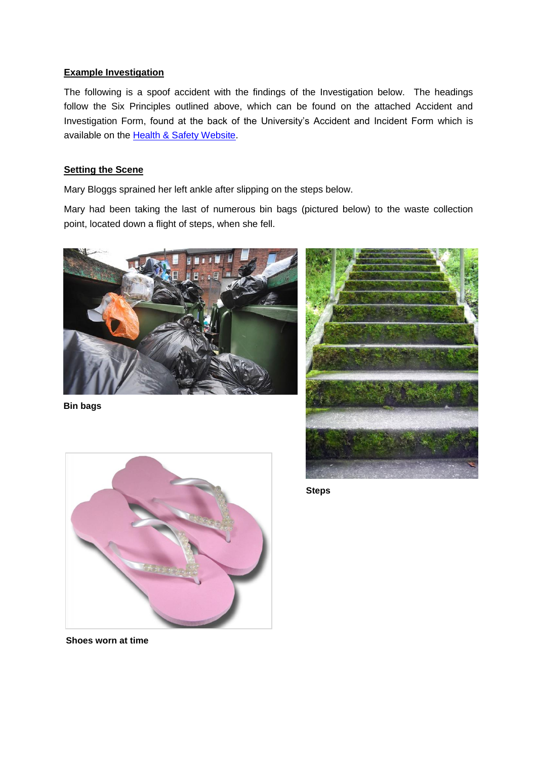**Example Investigation**

The following is a spoof accident with the findings of the Investigation below. The headings follow the Six Principles outlined above, which can be found on the attached Accident and Investigation Form, found at the back of the University's Accident and Incident Form which is available on the [Health & Safety Website](Health & Safety Website).

**Setting the Scene**

Mary Bloggs sprained her left ankle after slipping on the steps below.

Mary had been taking the last of numerous bin bags (pictured below) to the waste collection point, located down a flight of steps, when she fell.

**Bin bags**

**Steps**

**Shoes worn at time**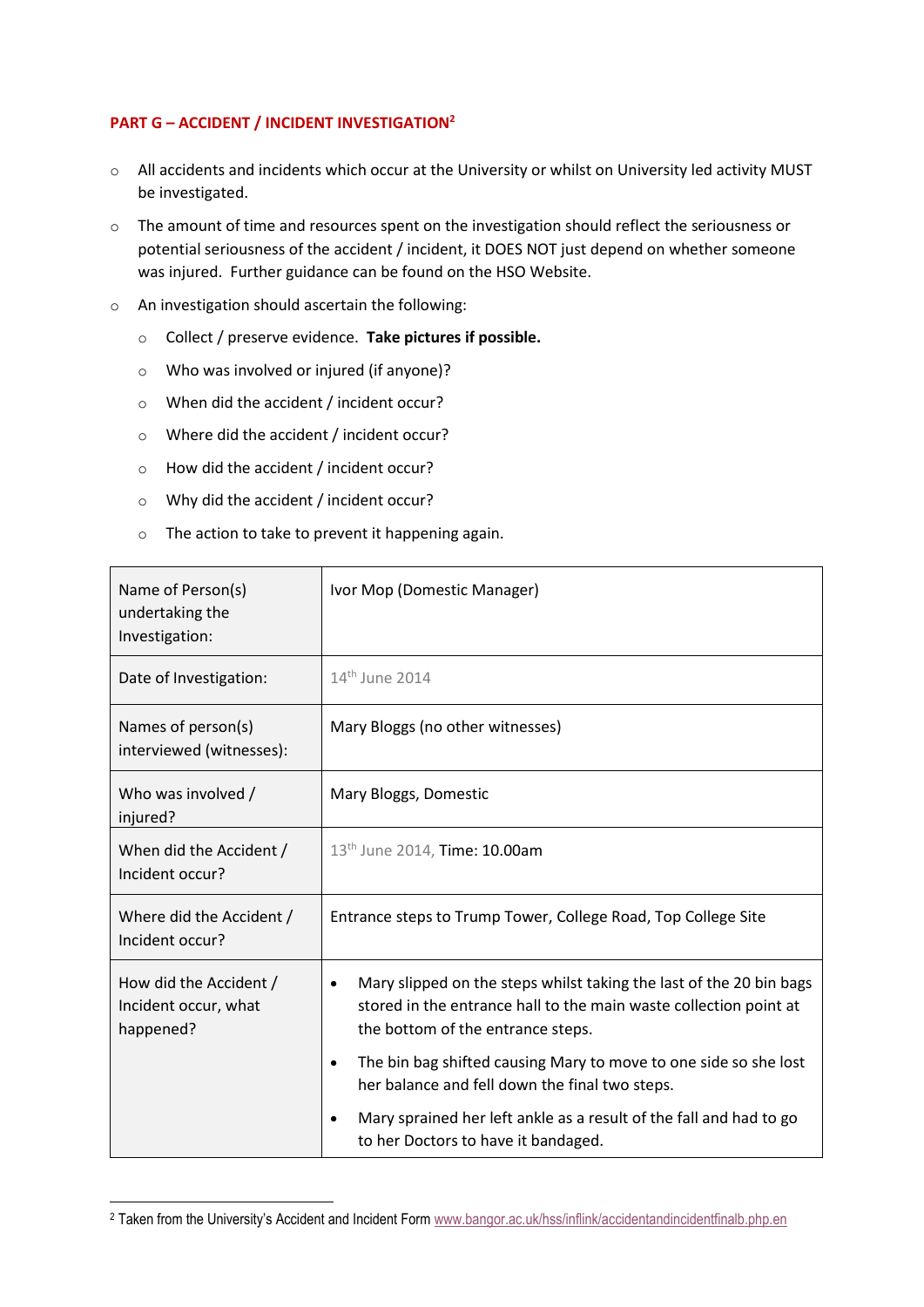## PART G – ACCIDENT / INCIDENT INVESTIGATION[2]

- All accidents and incidents which occur at the University or whilst on University led activity MUST be investigated.
- The amount of time and resources spent on the investigation should reflect the seriousness or potential seriousness of the accident / incident, it DOES NOT just depend on whether someone was injured. Further guidance can be found on the HSO Website.
- An investigation should ascertain the following:
  - Collect / preserve evidence. **Take pictures if possible.**
  - Who was involved or injured (if anyone)?
  - When did the accident / incident occur?
  - Where did the accident / incident occur?
  - How did the accident / incident occur?
  - Why did the accident / incident occur?
  - The action to take to prevent it happening again.

| | |
|---|---|
| Name of Person(s) undertaking the Investigation: | Ivor Mop (Domestic Manager) |
| Date of Investigation: | 14th June 2014 |
| Names of person(s) interviewed (witnesses): | Mary Bloggs (no other witnesses) |
| Who was involved / injured? | Mary Bloggs, Domestic |
| When did the Accident / Incident occur? | 13th June 2014, Time: 10.00am |
| Where did the Accident / Incident occur? | Entrance steps to Trump Tower, College Road, Top College Site |
| How did the Accident / Incident occur, what happened? | • Mary slipped on the steps whilst taking the last of the 20 bin bags stored in the entrance hall to the main waste collection point at the bottom of the entrance steps.<br>• The bin bag shifted causing Mary to move to one side so she lost her balance and fell down the final two steps.<br>• Mary sprained her left ankle as a result of the fall and had to go to her Doctors to have it bandaged. |

[2] Taken from the University's Accident and Incident Form www.bangor.ac.uk/hss/inflink/accidentandincidentfinalb.php.en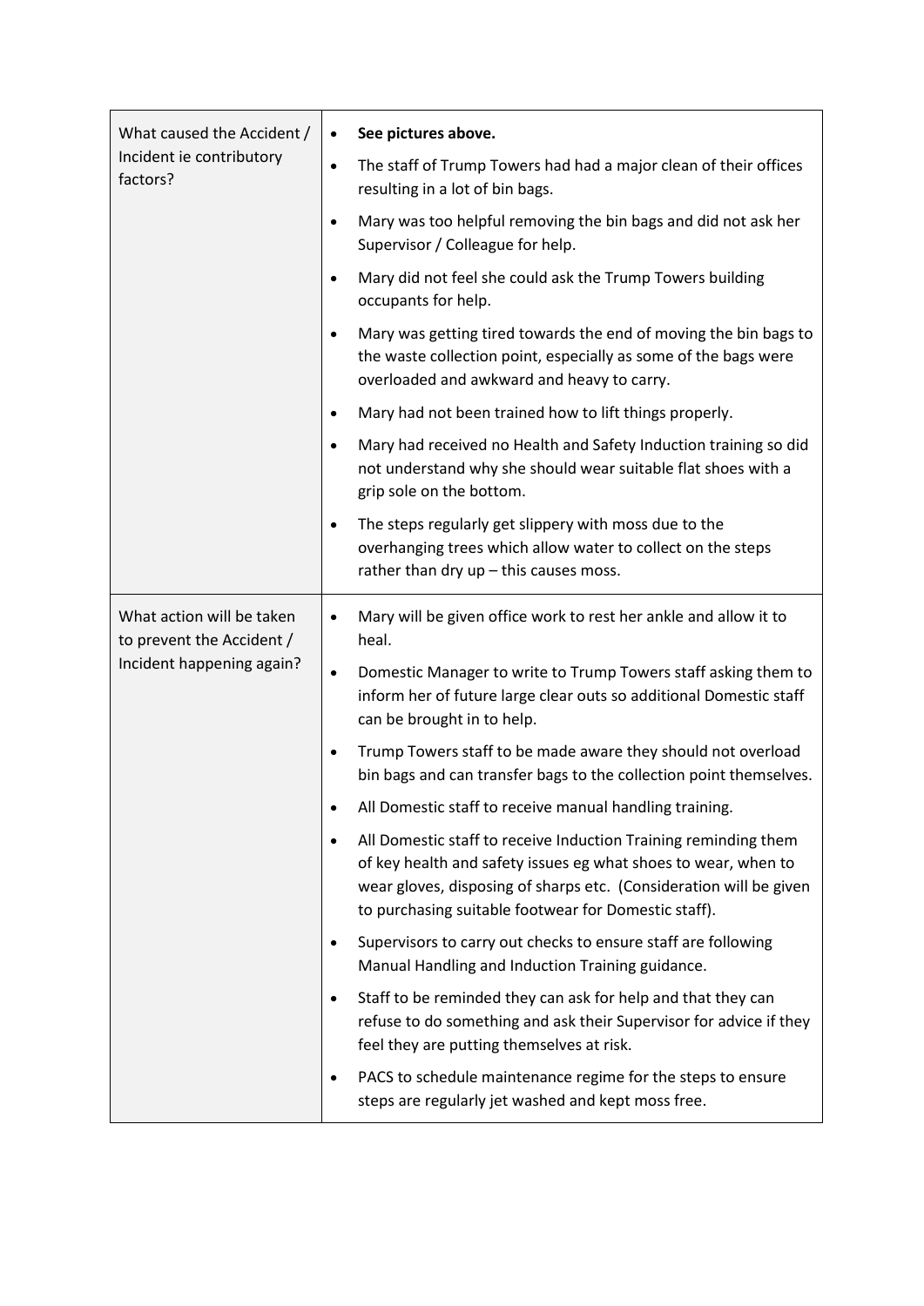| | |
|---|---|
| What caused the Accident / Incident ie contributory factors? | • **See pictures above.**<br>• The staff of Trump Towers had had a major clean of their offices resulting in a lot of bin bags.<br>• Mary was too helpful removing the bin bags and did not ask her Supervisor / Colleague for help.<br>• Mary did not feel she could ask the Trump Towers building occupants for help.<br>• Mary was getting tired towards the end of moving the bin bags to the waste collection point, especially as some of the bags were overloaded and awkward and heavy to carry.<br>• Mary had not been trained how to lift things properly.<br>• Mary had received no Health and Safety Induction training so did not understand why she should wear suitable flat shoes with a grip sole on the bottom.<br>• The steps regularly get slippery with moss due to the overhanging trees which allow water to collect on the steps rather than dry up – this causes moss. |
| What action will be taken to prevent the Accident / Incident happening again? | • Mary will be given office work to rest her ankle and allow it to heal.<br>• Domestic Manager to write to Trump Towers staff asking them to inform her of future large clear outs so additional Domestic staff can be brought in to help.<br>• Trump Towers staff to be made aware they should not overload bin bags and can transfer bags to the collection point themselves.<br>• All Domestic staff to receive manual handling training.<br>• All Domestic staff to receive Induction Training reminding them of key health and safety issues eg what shoes to wear, when to wear gloves, disposing of sharps etc. (Consideration will be given to purchasing suitable footwear for Domestic staff).<br>• Supervisors to carry out checks to ensure staff are following Manual Handling and Induction Training guidance.<br>• Staff to be reminded they can ask for help and that they can refuse to do something and ask their Supervisor for advice if they feel they are putting themselves at risk.<br>• PACS to schedule maintenance regime for the steps to ensure steps are regularly jet washed and kept moss free. |